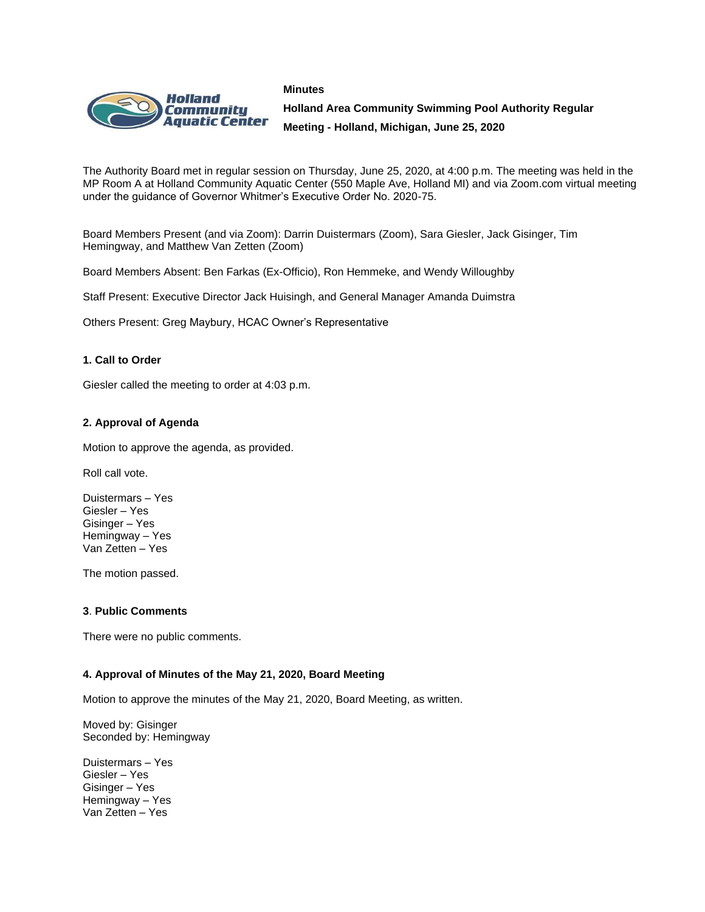**Minutes**

**Holland Area Community Swimming Pool Authority Regular Meeting - Holland, Michigan, June 25, 2020**

The Authority Board met in regular session on Thursday, June 25, 2020, at 4:00 p.m. The meeting was held in the MP Room A at Holland Community Aquatic Center (550 Maple Ave, Holland MI) and via Zoom.com virtual meeting under the guidance of Governor Whitmer's Executive Order No. 2020-75.

Board Members Present (and via Zoom): Darrin Duistermars (Zoom), Sara Giesler, Jack Gisinger, Tim Hemingway, and Matthew Van Zetten (Zoom)

Board Members Absent: Ben Farkas (Ex-Officio), Ron Hemmeke, and Wendy Willoughby

Staff Present: Executive Director Jack Huisingh, and General Manager Amanda Duimstra

Others Present: Greg Maybury, HCAC Owner's Representative

### 1. Call to Order

Giesler called the meeting to order at 4:03 p.m.

### 2. Approval of Agenda

Motion to approve the agenda, as provided.

Roll call vote.

Duistermars – Yes
Giesler – Yes
Gisinger – Yes
Hemingway – Yes
Van Zetten – Yes

The motion passed.

### 3. Public Comments

There were no public comments.

### 4. Approval of Minutes of the May 21, 2020, Board Meeting

Motion to approve the minutes of the May 21, 2020, Board Meeting, as written.

Moved by: Gisinger
Seconded by: Hemingway

Duistermars – Yes
Giesler – Yes
Gisinger – Yes
Hemingway – Yes
Van Zetten – Yes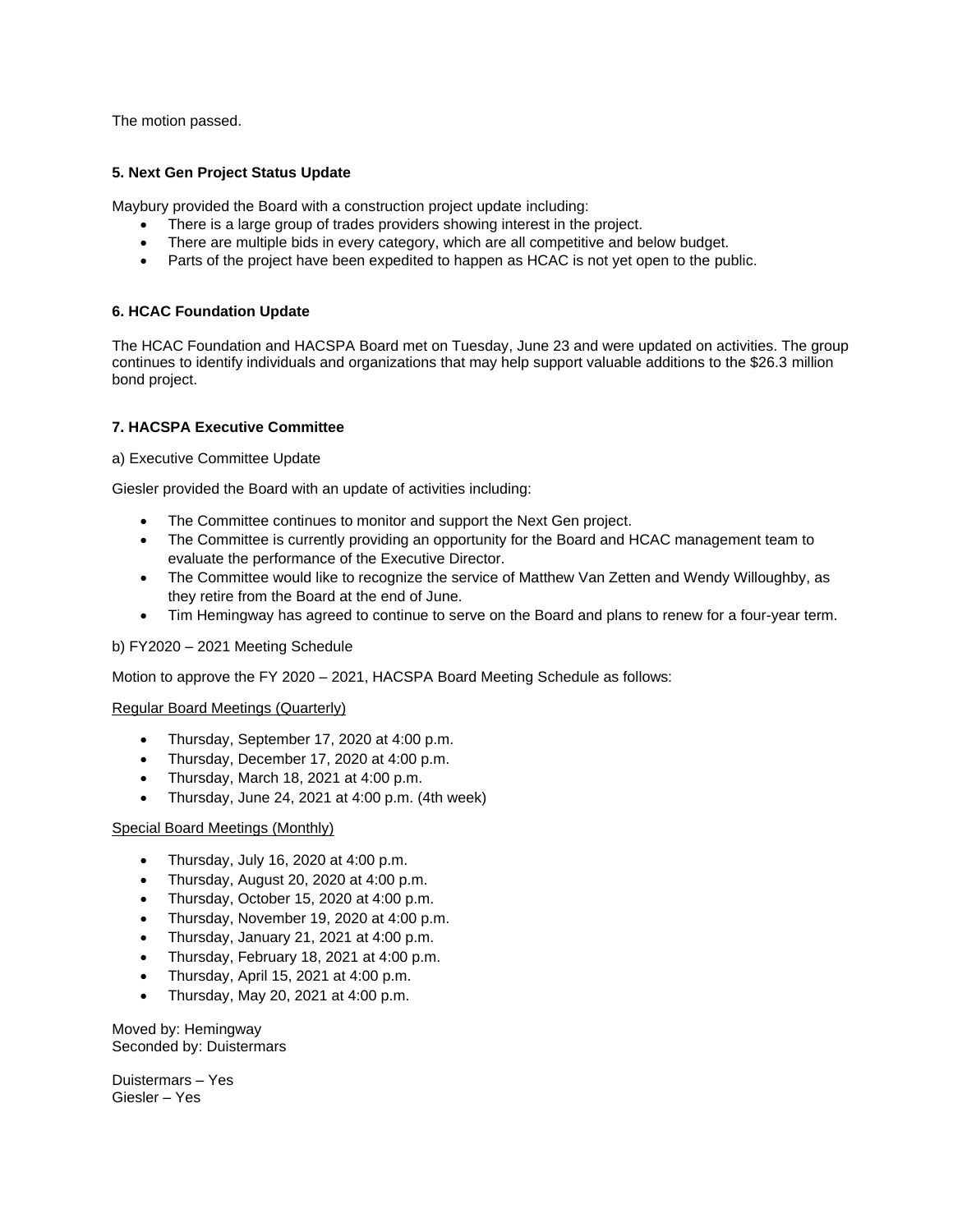The motion passed.

### 5. Next Gen Project Status Update

Maybury provided the Board with a construction project update including:

- There is a large group of trades providers showing interest in the project.
- There are multiple bids in every category, which are all competitive and below budget.
- Parts of the project have been expedited to happen as HCAC is not yet open to the public.

### 6. HCAC Foundation Update

The HCAC Foundation and HACSPA Board met on Tuesday, June 23 and were updated on activities. The group continues to identify individuals and organizations that may help support valuable additions to the $26.3 million bond project.

### 7. HACSPA Executive Committee

a) Executive Committee Update

Giesler provided the Board with an update of activities including:

- The Committee continues to monitor and support the Next Gen project.
- The Committee is currently providing an opportunity for the Board and HCAC management team to evaluate the performance of the Executive Director.
- The Committee would like to recognize the service of Matthew Van Zetten and Wendy Willoughby, as they retire from the Board at the end of June.
- Tim Hemingway has agreed to continue to serve on the Board and plans to renew for a four-year term.

b) FY2020 – 2021 Meeting Schedule

Motion to approve the FY 2020 – 2021, HACSPA Board Meeting Schedule as follows:

<u>Regular Board Meetings (Quarterly)</u>

- Thursday, September 17, 2020 at 4:00 p.m.
- Thursday, December 17, 2020 at 4:00 p.m.
- Thursday, March 18, 2021 at 4:00 p.m.
- Thursday, June 24, 2021 at 4:00 p.m. (4th week)

<u>Special Board Meetings (Monthly)</u>

- Thursday, July 16, 2020 at 4:00 p.m.
- Thursday, August 20, 2020 at 4:00 p.m.
- Thursday, October 15, 2020 at 4:00 p.m.
- Thursday, November 19, 2020 at 4:00 p.m.
- Thursday, January 21, 2021 at 4:00 p.m.
- Thursday, February 18, 2021 at 4:00 p.m.
- Thursday, April 15, 2021 at 4:00 p.m.
- Thursday, May 20, 2021 at 4:00 p.m.

Moved by: Hemingway
Seconded by: Duistermars

Duistermars – Yes
Giesler – Yes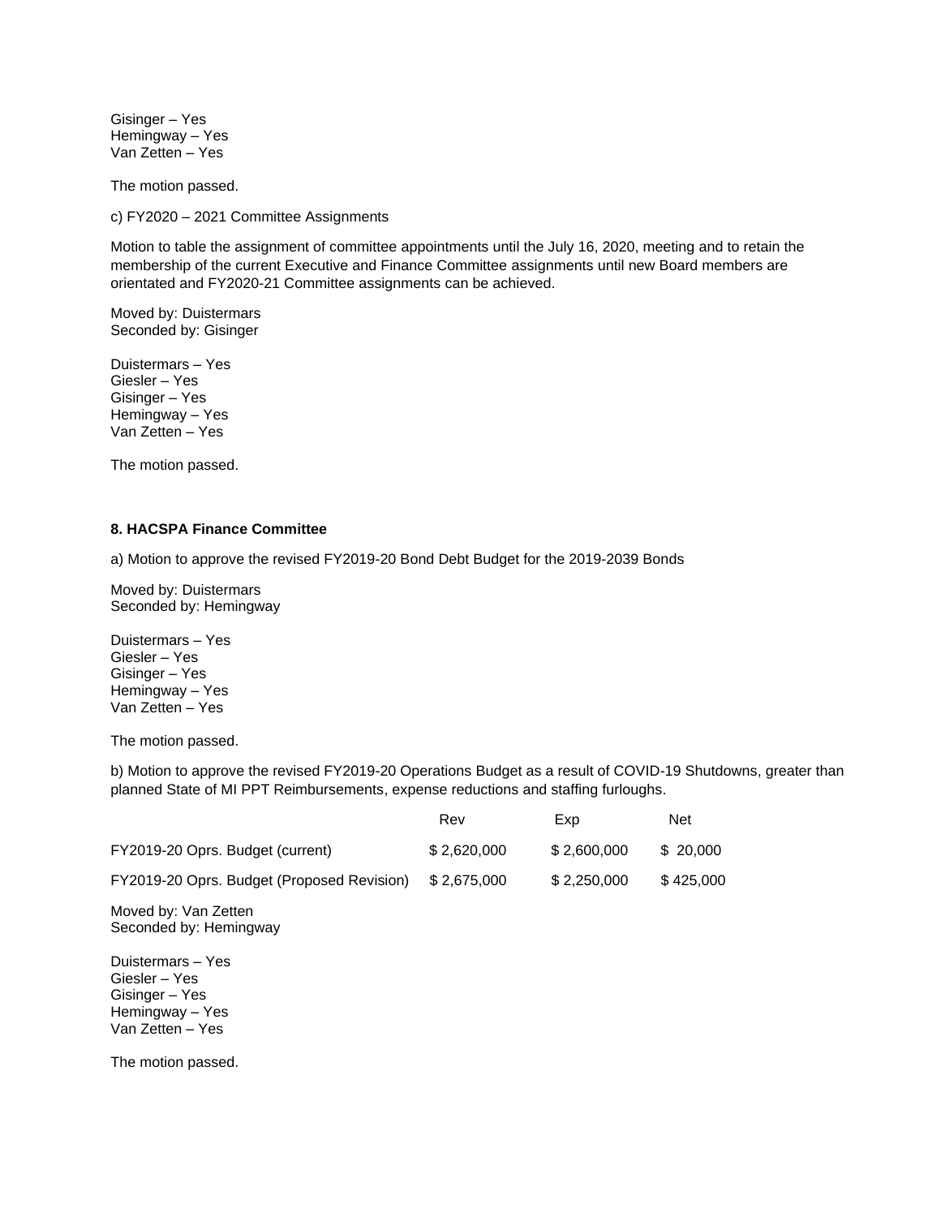Gisinger – Yes
Hemingway – Yes
Van Zetten – Yes

The motion passed.

c) FY2020 – 2021 Committee Assignments

Motion to table the assignment of committee appointments until the July 16, 2020, meeting and to retain the membership of the current Executive and Finance Committee assignments until new Board members are orientated and FY2020-21 Committee assignments can be achieved.

Moved by: Duistermars
Seconded by: Gisinger

Duistermars – Yes
Giesler – Yes
Gisinger – Yes
Hemingway – Yes
Van Zetten – Yes

The motion passed.

**8. HACSPA Finance Committee**

a) Motion to approve the revised FY2019-20 Bond Debt Budget for the 2019-2039 Bonds

Moved by: Duistermars
Seconded by: Hemingway

Duistermars – Yes
Giesler – Yes
Gisinger – Yes
Hemingway – Yes
Van Zetten – Yes

The motion passed.

b) Motion to approve the revised FY2019-20 Operations Budget as a result of COVID-19 Shutdowns, greater than planned State of MI PPT Reimbursements, expense reductions and staffing furloughs.

| | Rev | Exp | Net |
|---|---|---|---|
| FY2019-20 Oprs. Budget (current) | $ 2,620,000 | $ 2,600,000 | $ 20,000 |
| FY2019-20 Oprs. Budget (Proposed Revision) | $ 2,675,000 | $ 2,250,000 | $ 425,000 |

Moved by: Van Zetten
Seconded by: Hemingway

Duistermars – Yes
Giesler – Yes
Gisinger – Yes
Hemingway – Yes
Van Zetten – Yes

The motion passed.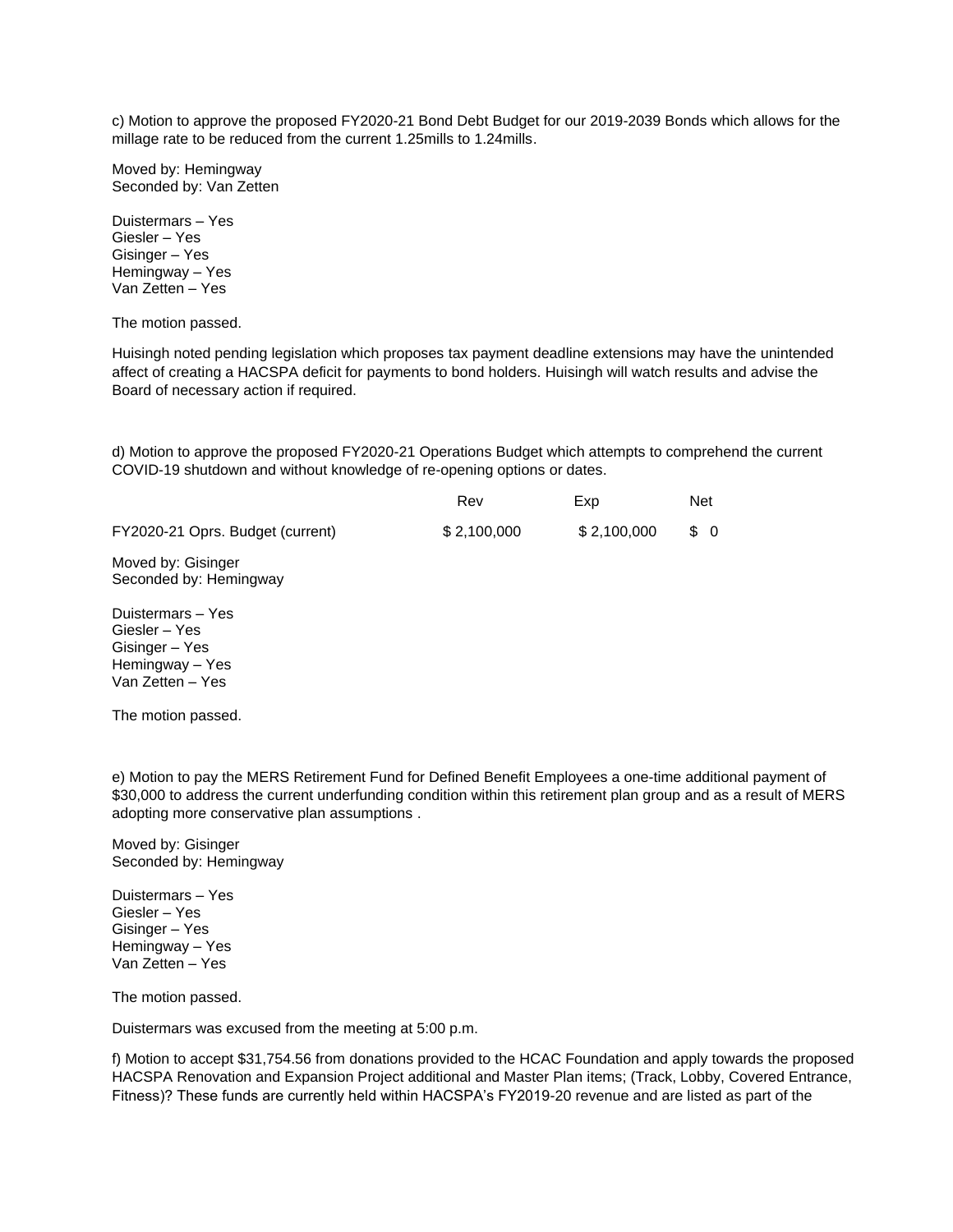c) Motion to approve the proposed FY2020-21 Bond Debt Budget for our 2019-2039 Bonds which allows for the millage rate to be reduced from the current 1.25mills to 1.24mills.

Moved by: Hemingway
Seconded by: Van Zetten

Duistermars – Yes
Giesler – Yes
Gisinger – Yes
Hemingway – Yes
Van Zetten – Yes

The motion passed.

Huisingh noted pending legislation which proposes tax payment deadline extensions may have the unintended affect of creating a HACSPA deficit for payments to bond holders. Huisingh will watch results and advise the Board of necessary action if required.

d) Motion to approve the proposed FY2020-21 Operations Budget which attempts to comprehend the current COVID-19 shutdown and without knowledge of re-opening options or dates.

| | Rev | Exp | Net |
|---|---|---|---|
| FY2020-21 Oprs. Budget (current) | $ 2,100,000 | $ 2,100,000 | $ 0 |

Moved by: Gisinger
Seconded by: Hemingway

Duistermars – Yes
Giesler – Yes
Gisinger – Yes
Hemingway – Yes
Van Zetten – Yes

The motion passed.

e) Motion to pay the MERS Retirement Fund for Defined Benefit Employees a one-time additional payment of $30,000 to address the current underfunding condition within this retirement plan group and as a result of MERS adopting more conservative plan assumptions .

Moved by: Gisinger
Seconded by: Hemingway

Duistermars – Yes
Giesler – Yes
Gisinger – Yes
Hemingway – Yes
Van Zetten – Yes

The motion passed.

Duistermars was excused from the meeting at 5:00 p.m.

f) Motion to accept $31,754.56 from donations provided to the HCAC Foundation and apply towards the proposed HACSPA Renovation and Expansion Project additional and Master Plan items; (Track, Lobby, Covered Entrance, Fitness)? These funds are currently held within HACSPA's FY2019-20 revenue and are listed as part of the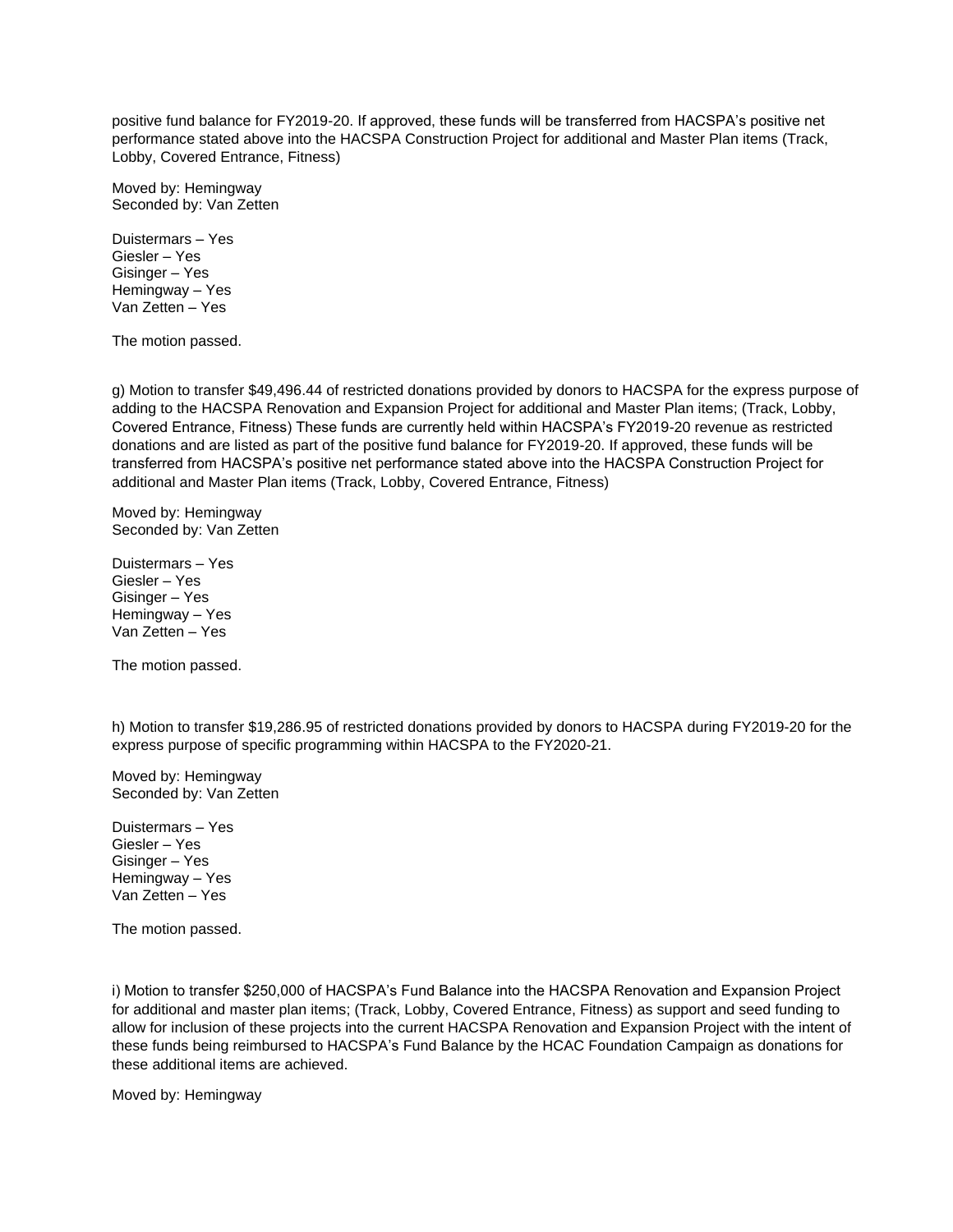positive fund balance for FY2019-20. If approved, these funds will be transferred from HACSPA's positive net performance stated above into the HACSPA Construction Project for additional and Master Plan items (Track, Lobby, Covered Entrance, Fitness)

Moved by: Hemingway
Seconded by: Van Zetten

Duistermars – Yes
Giesler – Yes
Gisinger – Yes
Hemingway – Yes
Van Zetten – Yes

The motion passed.

g) Motion to transfer $49,496.44 of restricted donations provided by donors to HACSPA for the express purpose of adding to the HACSPA Renovation and Expansion Project for additional and Master Plan items; (Track, Lobby, Covered Entrance, Fitness) These funds are currently held within HACSPA's FY2019-20 revenue as restricted donations and are listed as part of the positive fund balance for FY2019-20. If approved, these funds will be transferred from HACSPA's positive net performance stated above into the HACSPA Construction Project for additional and Master Plan items (Track, Lobby, Covered Entrance, Fitness)

Moved by: Hemingway
Seconded by: Van Zetten

Duistermars – Yes
Giesler – Yes
Gisinger – Yes
Hemingway – Yes
Van Zetten – Yes

The motion passed.

h) Motion to transfer $19,286.95 of restricted donations provided by donors to HACSPA during FY2019-20 for the express purpose of specific programming within HACSPA to the FY2020-21.

Moved by: Hemingway
Seconded by: Van Zetten

Duistermars – Yes
Giesler – Yes
Gisinger – Yes
Hemingway – Yes
Van Zetten – Yes

The motion passed.

i) Motion to transfer $250,000 of HACSPA's Fund Balance into the HACSPA Renovation and Expansion Project for additional and master plan items; (Track, Lobby, Covered Entrance, Fitness) as support and seed funding to allow for inclusion of these projects into the current HACSPA Renovation and Expansion Project with the intent of these funds being reimbursed to HACSPA's Fund Balance by the HCAC Foundation Campaign as donations for these additional items are achieved.

Moved by: Hemingway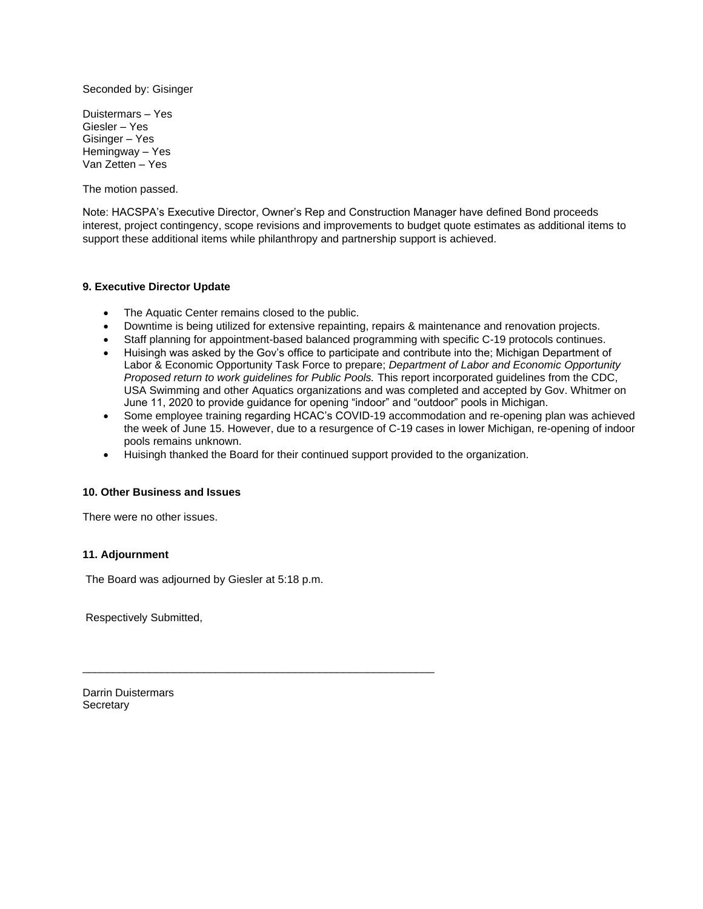Seconded by: Gisinger

Duistermars – Yes
Giesler – Yes
Gisinger – Yes
Hemingway – Yes
Van Zetten – Yes

The motion passed.

Note: HACSPA's Executive Director, Owner's Rep and Construction Manager have defined Bond proceeds interest, project contingency, scope revisions and improvements to budget quote estimates as additional items to support these additional items while philanthropy and partnership support is achieved.

**9. Executive Director Update**

- The Aquatic Center remains closed to the public.
- Downtime is being utilized for extensive repainting, repairs & maintenance and renovation projects.
- Staff planning for appointment-based balanced programming with specific C-19 protocols continues.
- Huisingh was asked by the Gov's office to participate and contribute into the; Michigan Department of Labor & Economic Opportunity Task Force to prepare; *Department of Labor and Economic Opportunity Proposed return to work guidelines for Public Pools.* This report incorporated guidelines from the CDC, USA Swimming and other Aquatics organizations and was completed and accepted by Gov. Whitmer on June 11, 2020 to provide guidance for opening "indoor" and "outdoor" pools in Michigan.
- Some employee training regarding HCAC's COVID-19 accommodation and re-opening plan was achieved the week of June 15. However, due to a resurgence of C-19 cases in lower Michigan, re-opening of indoor pools remains unknown.
- Huisingh thanked the Board for their continued support provided to the organization.

**10. Other Business and Issues**

There were no other issues.

**11. Adjournment**

The Board was adjourned by Giesler at 5:18 p.m.

Respectively Submitted,

\_\_\_\_\_\_\_\_\_\_\_\_\_\_\_\_\_\_\_\_\_\_\_\_\_\_\_\_\_\_\_\_\_\_\_\_\_\_\_\_\_\_\_\_\_\_\_\_\_\_\_\_\_\_\_\_

Darrin Duistermars
Secretary